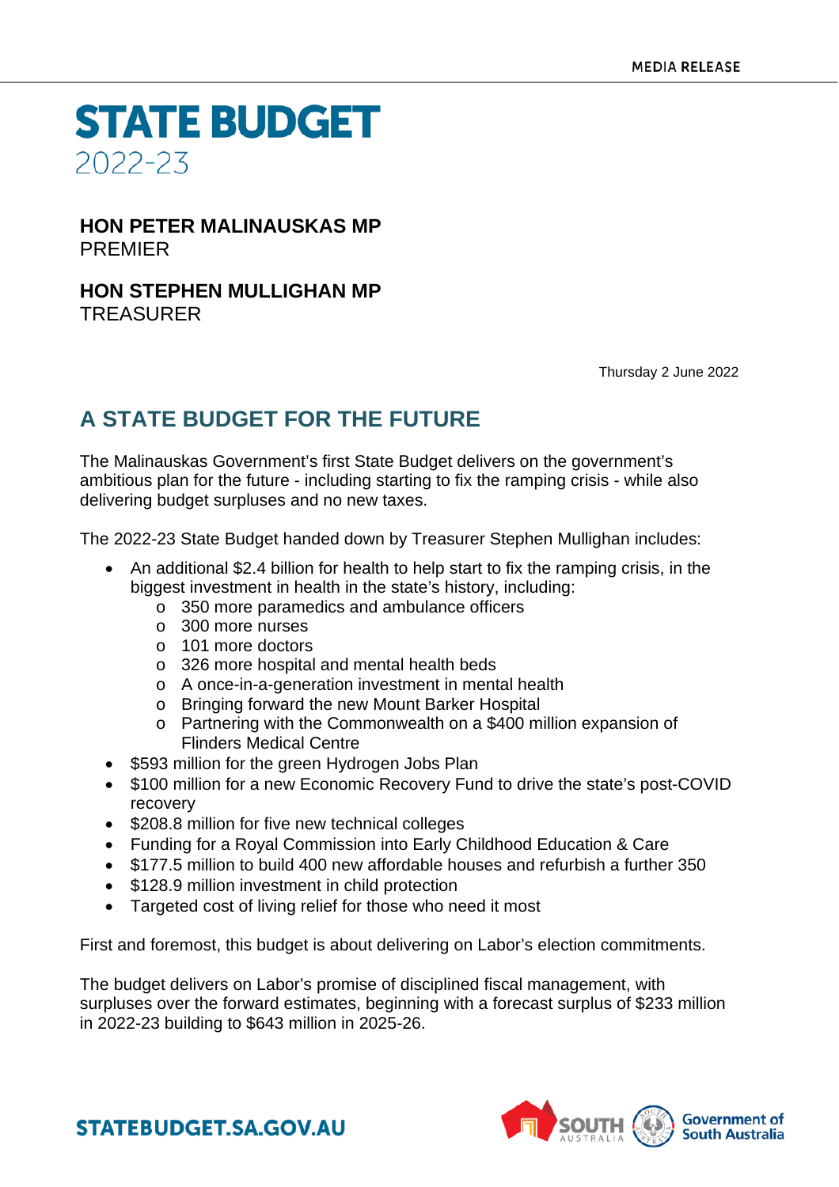MEDIA RELEASE

# STATE BUDGET
2022-23

**HON PETER MALINAUSKAS MP**
PREMIER

**HON STEPHEN MULLIGHAN MP**
TREASURER

Thursday 2 June 2022

## A STATE BUDGET FOR THE FUTURE

The Malinauskas Government's first State Budget delivers on the government's ambitious plan for the future - including starting to fix the ramping crisis - while also delivering budget surpluses and no new taxes.

The 2022-23 State Budget handed down by Treasurer Stephen Mullighan includes:

- An additional $2.4 billion for health to help start to fix the ramping crisis, in the biggest investment in health in the state's history, including:
  - 350 more paramedics and ambulance officers
  - 300 more nurses
  - 101 more doctors
  - 326 more hospital and mental health beds
  - A once-in-a-generation investment in mental health
  - Bringing forward the new Mount Barker Hospital
  - Partnering with the Commonwealth on a $400 million expansion of Flinders Medical Centre
- $593 million for the green Hydrogen Jobs Plan
- $100 million for a new Economic Recovery Fund to drive the state's post-COVID recovery
- $208.8 million for five new technical colleges
- Funding for a Royal Commission into Early Childhood Education & Care
- $177.5 million to build 400 new affordable houses and refurbish a further 350
- $128.9 million investment in child protection
- Targeted cost of living relief for those who need it most

First and foremost, this budget is about delivering on Labor's election commitments.

The budget delivers on Labor's promise of disciplined fiscal management, with surpluses over the forward estimates, beginning with a forecast surplus of $233 million in 2022-23 building to $643 million in 2025-26.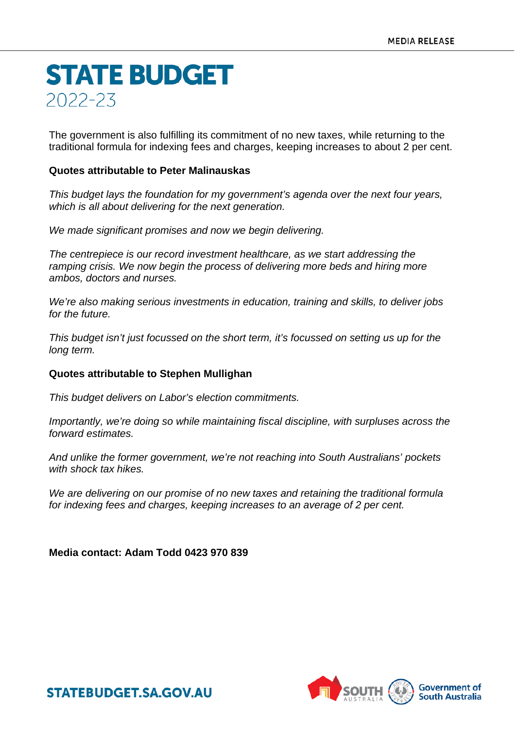The government is also fulfilling its commitment of no new taxes, while returning to the traditional formula for indexing fees and charges, keeping increases to about 2 per cent.

**Quotes attributable to Peter Malinauskas**

*This budget lays the foundation for my government's agenda over the next four years, which is all about delivering for the next generation.*

*We made significant promises and now we begin delivering.*

*The centrepiece is our record investment healthcare, as we start addressing the ramping crisis. We now begin the process of delivering more beds and hiring more ambos, doctors and nurses.*

*We're also making serious investments in education, training and skills, to deliver jobs for the future.*

*This budget isn't just focussed on the short term, it's focussed on setting us up for the long term.*

**Quotes attributable to Stephen Mullighan**

*This budget delivers on Labor's election commitments.*

*Importantly, we're doing so while maintaining fiscal discipline, with surpluses across the forward estimates.*

*And unlike the former government, we're not reaching into South Australians' pockets with shock tax hikes.*

*We are delivering on our promise of no new taxes and retaining the traditional formula for indexing fees and charges, keeping increases to an average of 2 per cent.*

**Media contact: Adam Todd 0423 970 839**